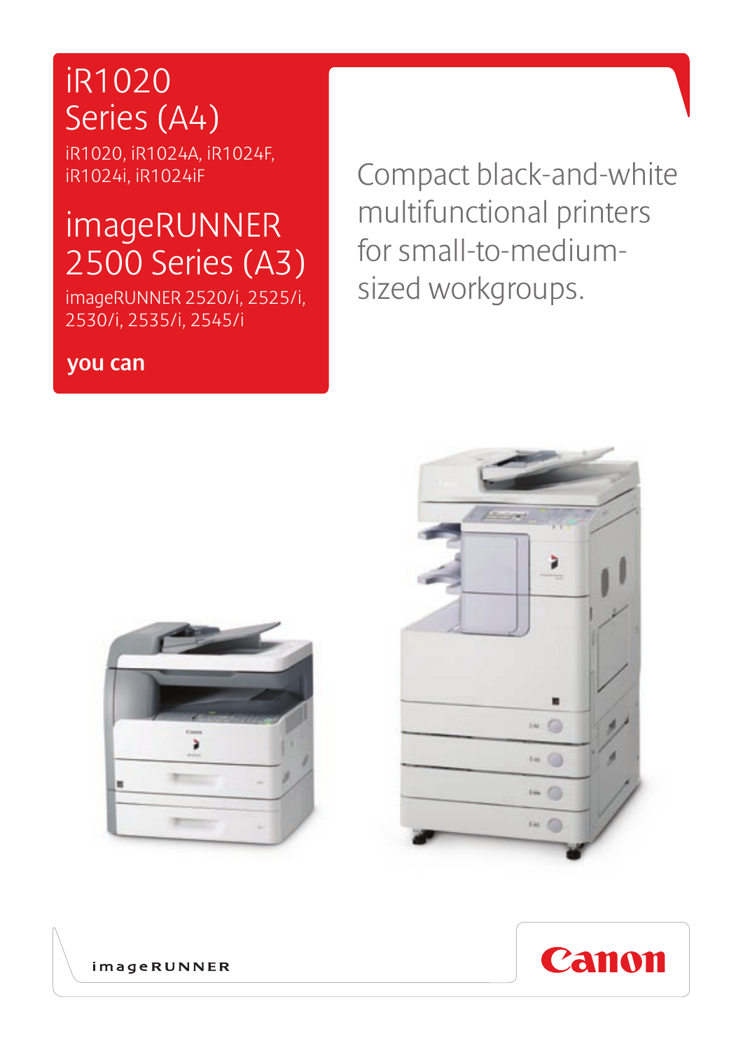# iR1020 Series (A4)

iR1020, iR1024A, iR1024F, iR1024i, iR1024iF

# imageRUNNER 2500 Series (A3)

imageRUNNER 2520/i, 2525/i, 2530/i, 2535/i, 2545/i

**you can**

Compact black-and-white multifunctional printers for small-to-medium-sized workgroups.

imageRUNNER

Canon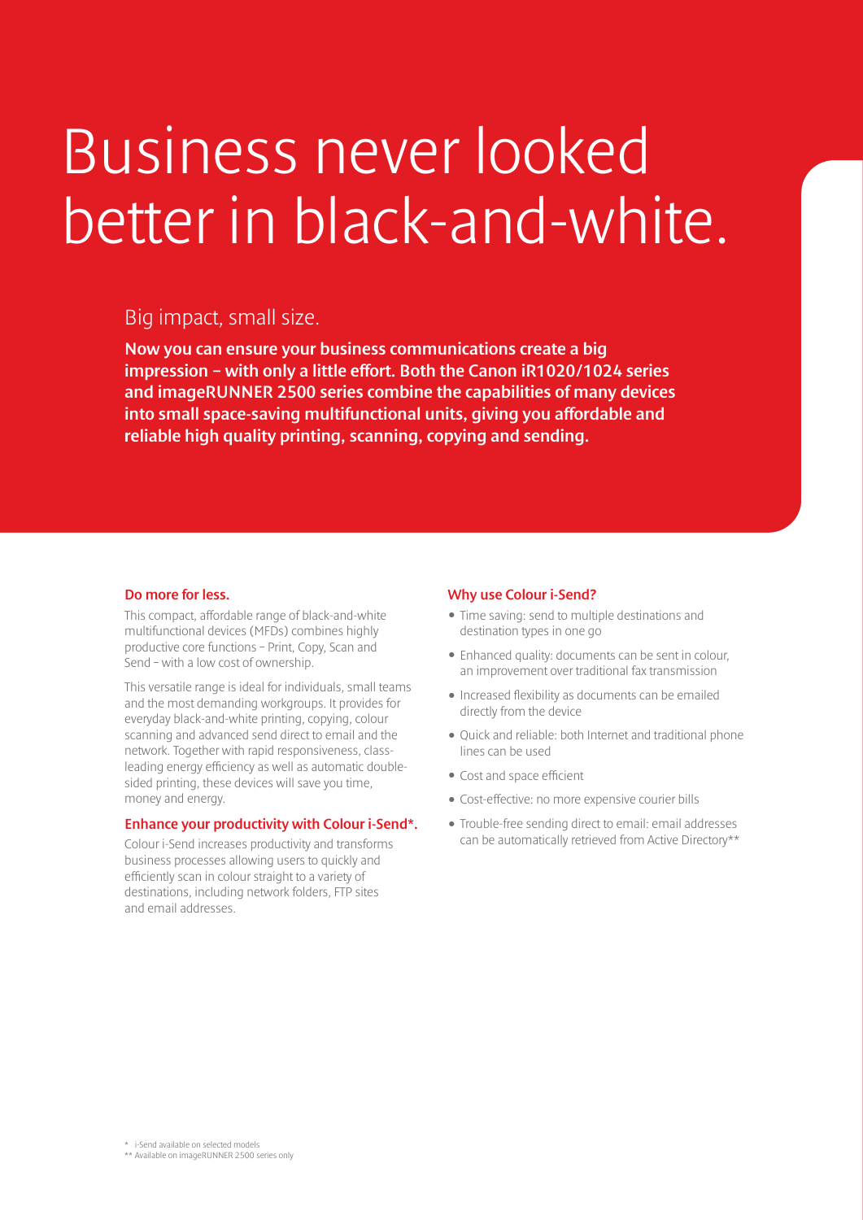# Business never looked better in black-and-white.

## Big impact, small size.

**Now you can ensure your business communications create a big impression – with only a little effort. Both the Canon iR1020/1024 series and imageRUNNER 2500 series combine the capabilities of many devices into small space-saving multifunctional units, giving you affordable and reliable high quality printing, scanning, copying and sending.**

### Do more for less.

This compact, affordable range of black-and-white multifunctional devices (MFDs) combines highly productive core functions – Print, Copy, Scan and Send – with a low cost of ownership.

This versatile range is ideal for individuals, small teams and the most demanding workgroups. It provides for everyday black-and-white printing, copying, colour scanning and advanced send direct to email and the network. Together with rapid responsiveness, class-leading energy efficiency as well as automatic double-sided printing, these devices will save you time, money and energy.

### Enhance your productivity with Colour i-Send*.

Colour i-Send increases productivity and transforms business processes allowing users to quickly and efficiently scan in colour straight to a variety of destinations, including network folders, FTP sites and email addresses.

### Why use Colour i-Send?

- Time saving: send to multiple destinations and destination types in one go
- Enhanced quality: documents can be sent in colour, an improvement over traditional fax transmission
- Increased flexibility as documents can be emailed directly from the device
- Quick and reliable: both Internet and traditional phone lines can be used
- Cost and space efficient
- Cost-effective: no more expensive courier bills
- Trouble-free sending direct to email: email addresses can be automatically retrieved from Active Directory**

\* i-Send available on selected models
** Available on imageRUNNER 2500 series only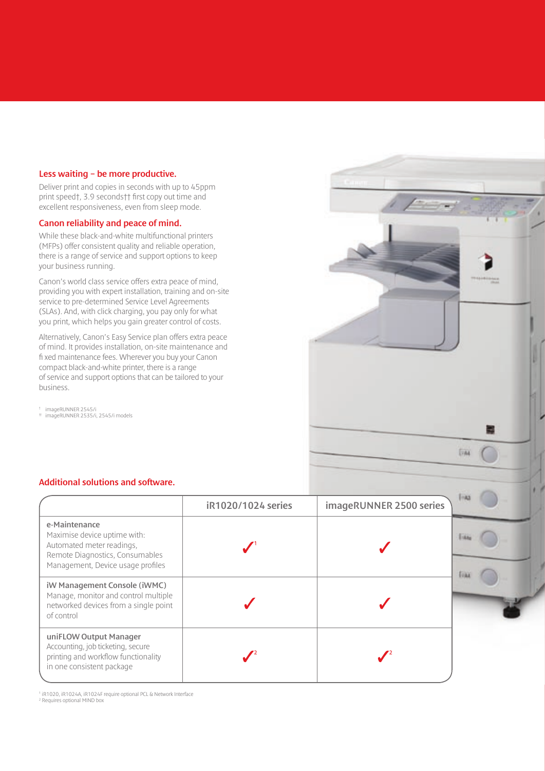### Less waiting – be more productive.

Deliver print and copies in seconds with up to 45ppm print speed†, 3.9 seconds†† first copy out time and excellent responsiveness, even from sleep mode.

### Canon reliability and peace of mind.

While these black-and-white multifunctional printers (MFPs) offer consistent quality and reliable operation, there is a range of service and support options to keep your business running.

Canon's world class service offers extra peace of mind, providing you with expert installation, training and on-site service to pre-determined Service Level Agreements (SLAs). And, with click charging, you pay only for what you print, which helps you gain greater control of costs.

Alternatively, Canon's Easy Service plan offers extra peace of mind. It provides installation, on-site maintenance and fixed maintenance fees. Wherever you buy your Canon compact black-and-white printer, there is a range of service and support options that can be tailored to your business.

† imageRUNNER 2545/i
†† imageRUNNER 2535/i, 2545/i models

### Additional solutions and software.

| | iR1020/1024 series | imageRUNNER 2500 series |
|---|---|---|
| **e-Maintenance** Maximise device uptime with: Automated meter readings, Remote Diagnostics, Consumables Management, Device usage profiles | ✓[1] | ✓ |
| **iW Management Console (iWMC)** Manage, monitor and control multiple networked devices from a single point of control | ✓ | ✓ |
| **uniFLOW Output Manager** Accounting, job ticketing, secure printing and workflow functionality in one consistent package | ✓[2] | ✓[2] |

[1] iR1020, iR1024A, iR1024F require optional PCL & Network Interface
[2] Requires optional MIND box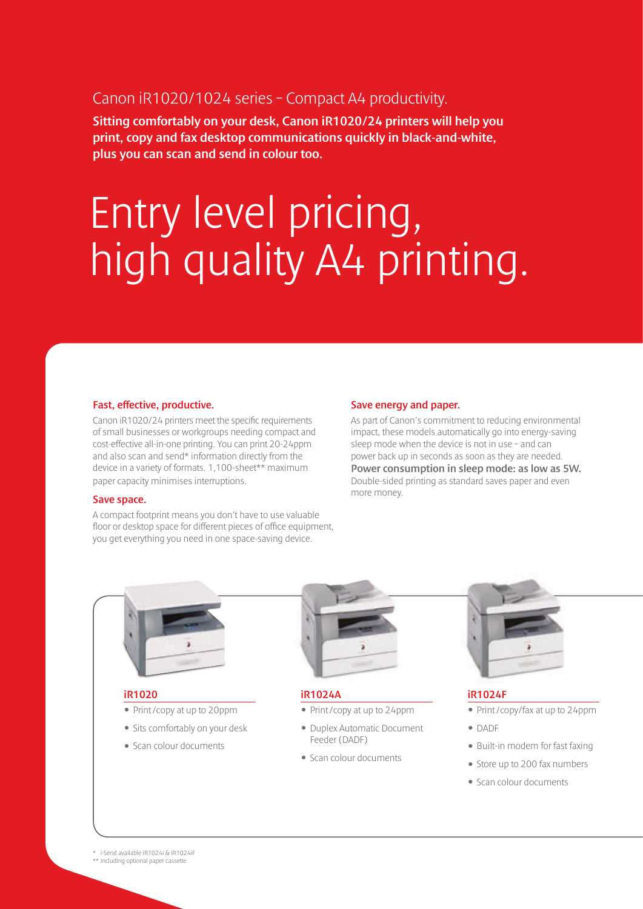Canon iR1020/1024 series – Compact A4 productivity.

**Sitting comfortably on your desk, Canon iR1020/24 printers will help you print, copy and fax desktop communications quickly in black-and-white, plus you can scan and send in colour too.**

# Entry level pricing, high quality A4 printing.

### Fast, effective, productive.

Canon iR1020/24 printers meet the specific requirements of small businesses or workgroups needing compact and cost-effective all-in-one printing. You can print 20-24ppm and also scan and send* information directly from the device in a variety of formats. 1,100-sheet** maximum paper capacity minimises interruptions.

### Save space.

A compact footprint means you don't have to use valuable floor or desktop space for different pieces of office equipment, you get everything you need in one space-saving device.

### Save energy and paper.

As part of Canon's commitment to reducing environmental impact, these models automatically go into energy-saving sleep mode when the device is not in use – and can power back up in seconds as soon as they are needed. **Power consumption in sleep mode: as low as 5W.** Double-sided printing as standard saves paper and even more money.

### iR1020

- Print/copy at up to 20ppm
- Sits comfortably on your desk
- Scan colour documents

### iR1024A

- Print/copy at up to 24ppm
- Duplex Automatic Document Feeder (DADF)
- Scan colour documents

### iR1024F

- Print/copy/fax at up to 24ppm
- DADF
- Built-in modem for fast faxing
- Store up to 200 fax numbers
- Scan colour documents

\* i-Send available iR1024i & iR1024iF
** Including optional paper cassette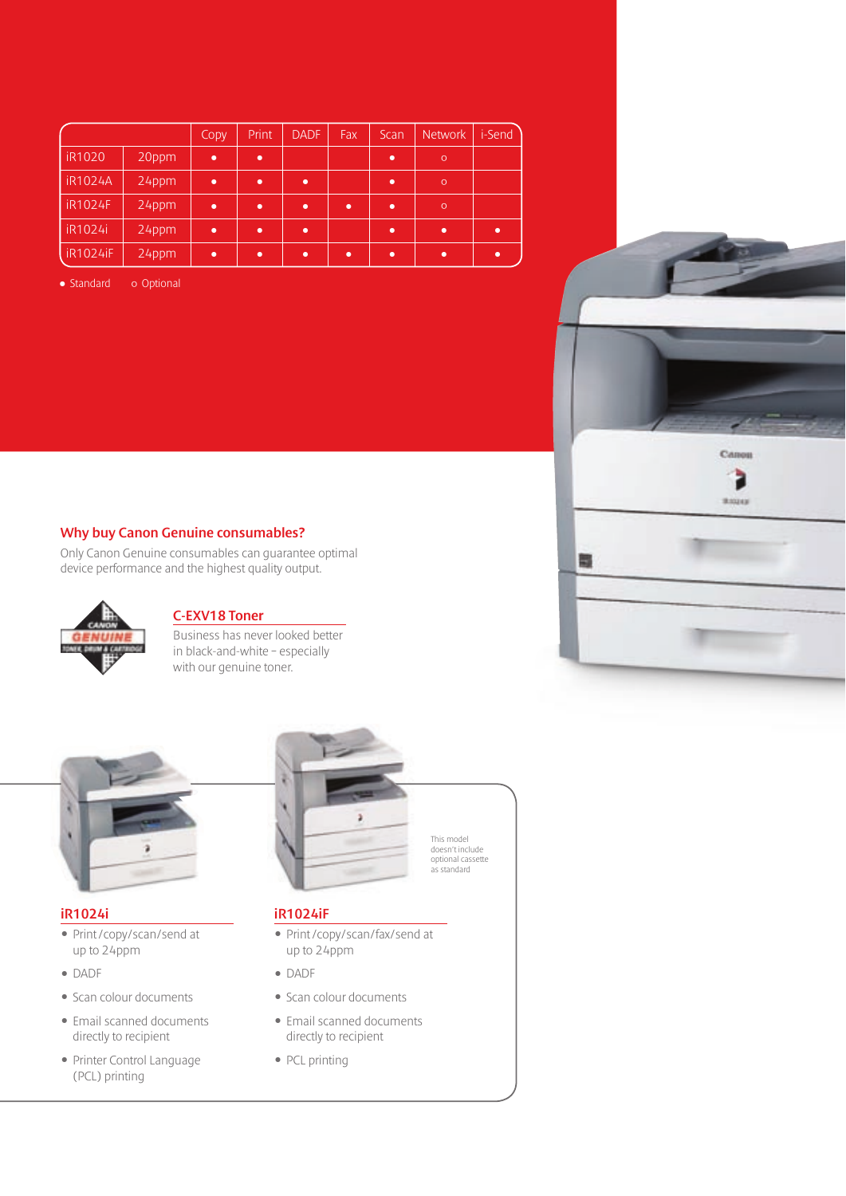| | | Copy | Print | DADF | Fax | Scan | Network | i-Send |
|---|---|---|---|---|---|---|---|---|
| iR1020 | 20ppm | ● | ● | | | ● | ○ | |
| iR1024A | 24ppm | ● | ● | ● | | ● | ○ | |
| iR1024F | 24ppm | ● | ● | ● | ● | ● | ○ | |
| iR1024i | 24ppm | ● | ● | ● | | ● | ● | ● |
| iR1024iF | 24ppm | ● | ● | ● | ● | ● | ● | ● |

● Standard ○ Optional

## Why buy Canon Genuine consumables?

Only Canon Genuine consumables can guarantee optimal device performance and the highest quality output.

### C-EXV18 Toner

Business has never looked better in black-and-white – especially with our genuine toner.

### iR1024i

- Print/copy/scan/send at up to 24ppm
- DADF
- Scan colour documents
- Email scanned documents directly to recipient
- Printer Control Language (PCL) printing

### iR1024iF

This model doesn't include optional cassette as standard

- Print/copy/scan/fax/send at up to 24ppm
- DADF
- Scan colour documents
- Email scanned documents directly to recipient
- PCL printing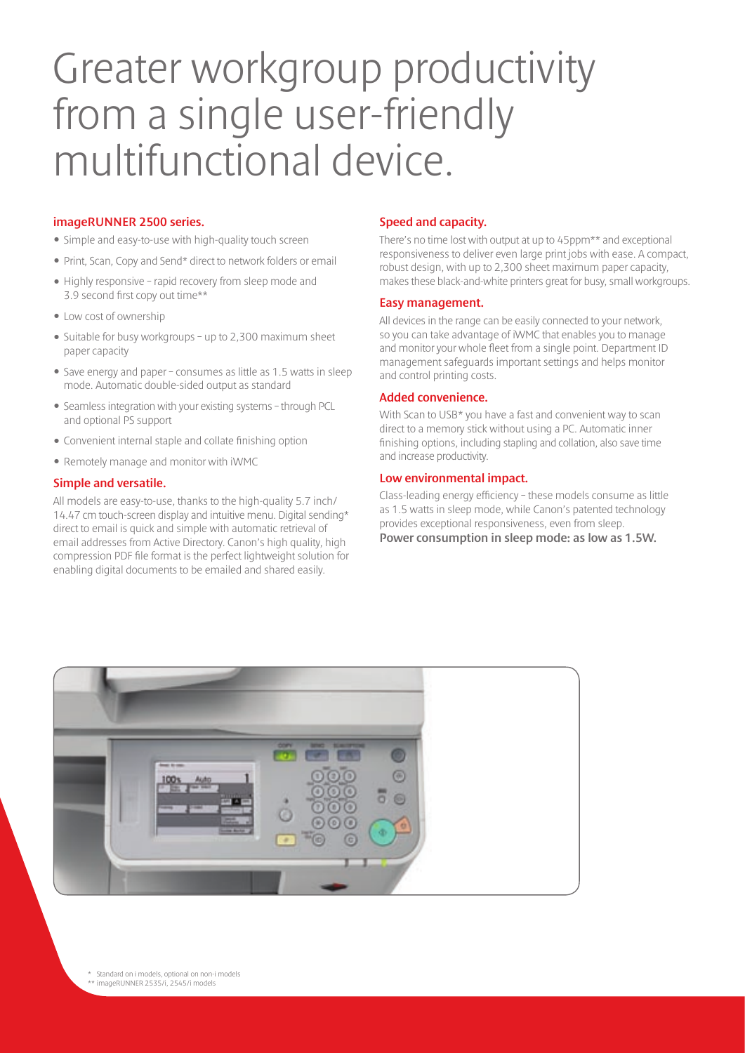# Greater workgroup productivity from a single user-friendly multifunctional device.

### imageRUNNER 2500 series.

- Simple and easy-to-use with high-quality touch screen
- Print, Scan, Copy and Send* direct to network folders or email
- Highly responsive – rapid recovery from sleep mode and 3.9 second first copy out time**
- Low cost of ownership
- Suitable for busy workgroups – up to 2,300 maximum sheet paper capacity
- Save energy and paper – consumes as little as 1.5 watts in sleep mode. Automatic double-sided output as standard
- Seamless integration with your existing systems – through PCL and optional PS support
- Convenient internal staple and collate finishing option
- Remotely manage and monitor with iWMC

### Simple and versatile.

All models are easy-to-use, thanks to the high-quality 5.7 inch/ 14.47 cm touch-screen display and intuitive menu. Digital sending* direct to email is quick and simple with automatic retrieval of email addresses from Active Directory. Canon's high quality, high compression PDF file format is the perfect lightweight solution for enabling digital documents to be emailed and shared easily.

### Speed and capacity.

There's no time lost with output at up to 45ppm** and exceptional responsiveness to deliver even large print jobs with ease. A compact, robust design, with up to 2,300 sheet maximum paper capacity, makes these black-and-white printers great for busy, small workgroups.

### Easy management.

All devices in the range can be easily connected to your network, so you can take advantage of iWMC that enables you to manage and monitor your whole fleet from a single point. Department ID management safeguards important settings and helps monitor and control printing costs.

### Added convenience.

With Scan to USB* you have a fast and convenient way to scan direct to a memory stick without using a PC. Automatic inner finishing options, including stapling and collation, also save time and increase productivity.

### Low environmental impact.

Class-leading energy efficiency – these models consume as little as 1.5 watts in sleep mode, while Canon's patented technology provides exceptional responsiveness, even from sleep.

**Power consumption in sleep mode: as low as 1.5W.**

\* Standard on i models, optional on non-i models
\*\* imageRUNNER 2535/i, 2545/i models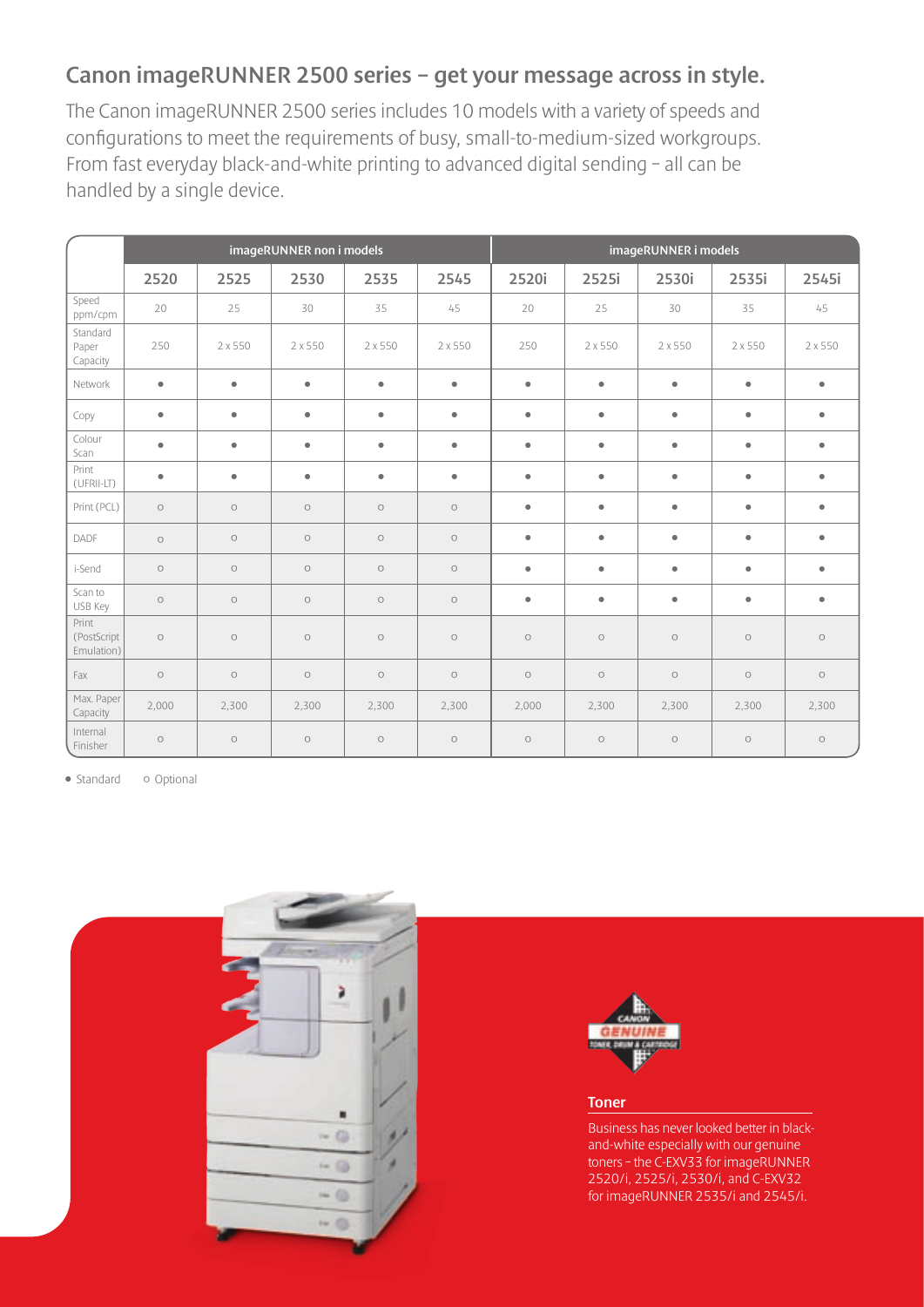## Canon imageRUNNER 2500 series – get your message across in style.

The Canon imageRUNNER 2500 series includes 10 models with a variety of speeds and configurations to meet the requirements of busy, small-to-medium-sized workgroups. From fast everyday black-and-white printing to advanced digital sending – all can be handled by a single device.

| | imageRUNNER non i models | | | | | imageRUNNER i models | | | | |
|---|---|---|---|---|---|---|---|---|---|---|
| | 2520 | 2525 | 2530 | 2535 | 2545 | 2520i | 2525i | 2530i | 2535i | 2545i |
| Speed ppm/cpm | 20 | 25 | 30 | 35 | 45 | 20 | 25 | 30 | 35 | 45 |
| Standard Paper Capacity | 250 | 2 x 550 | 2 x 550 | 2 x 550 | 2 x 550 | 250 | 2 x 550 | 2 x 550 | 2 x 550 | 2 x 550 |
| Network | ● | ● | ● | ● | ● | ● | ● | ● | ● | ● |
| Copy | ● | ● | ● | ● | ● | ● | ● | ● | ● | ● |
| Colour Scan | ● | ● | ● | ● | ● | ● | ● | ● | ● | ● |
| Print (UFRII-LT) | ● | ● | ● | ● | ● | ● | ● | ● | ● | ● |
| Print (PCL) | ○ | ○ | ○ | ○ | ○ | ● | ● | ● | ● | ● |
| DADF | ○ | ○ | ○ | ○ | ○ | ● | ● | ● | ● | ● |
| i-Send | ○ | ○ | ○ | ○ | ○ | ● | ● | ● | ● | ● |
| Scan to USB Key | ○ | ○ | ○ | ○ | ○ | ● | ● | ● | ● | ● |
| Print (PostScript Emulation) | ○ | ○ | ○ | ○ | ○ | ○ | ○ | ○ | ○ | ○ |
| Fax | ○ | ○ | ○ | ○ | ○ | ○ | ○ | ○ | ○ | ○ |
| Max. Paper Capacity | 2,000 | 2,300 | 2,300 | 2,300 | 2,300 | 2,000 | 2,300 | 2,300 | 2,300 | 2,300 |
| Internal Finisher | ○ | ○ | ○ | ○ | ○ | ○ | ○ | ○ | ○ | ○ |

● Standard ○ Optional

### Toner

Business has never looked better in black-and-white especially with our genuine toners – the C-EXV33 for imageRUNNER 2520/i, 2525/i, 2530/i, and C-EXV32 for imageRUNNER 2535/i and 2545/i.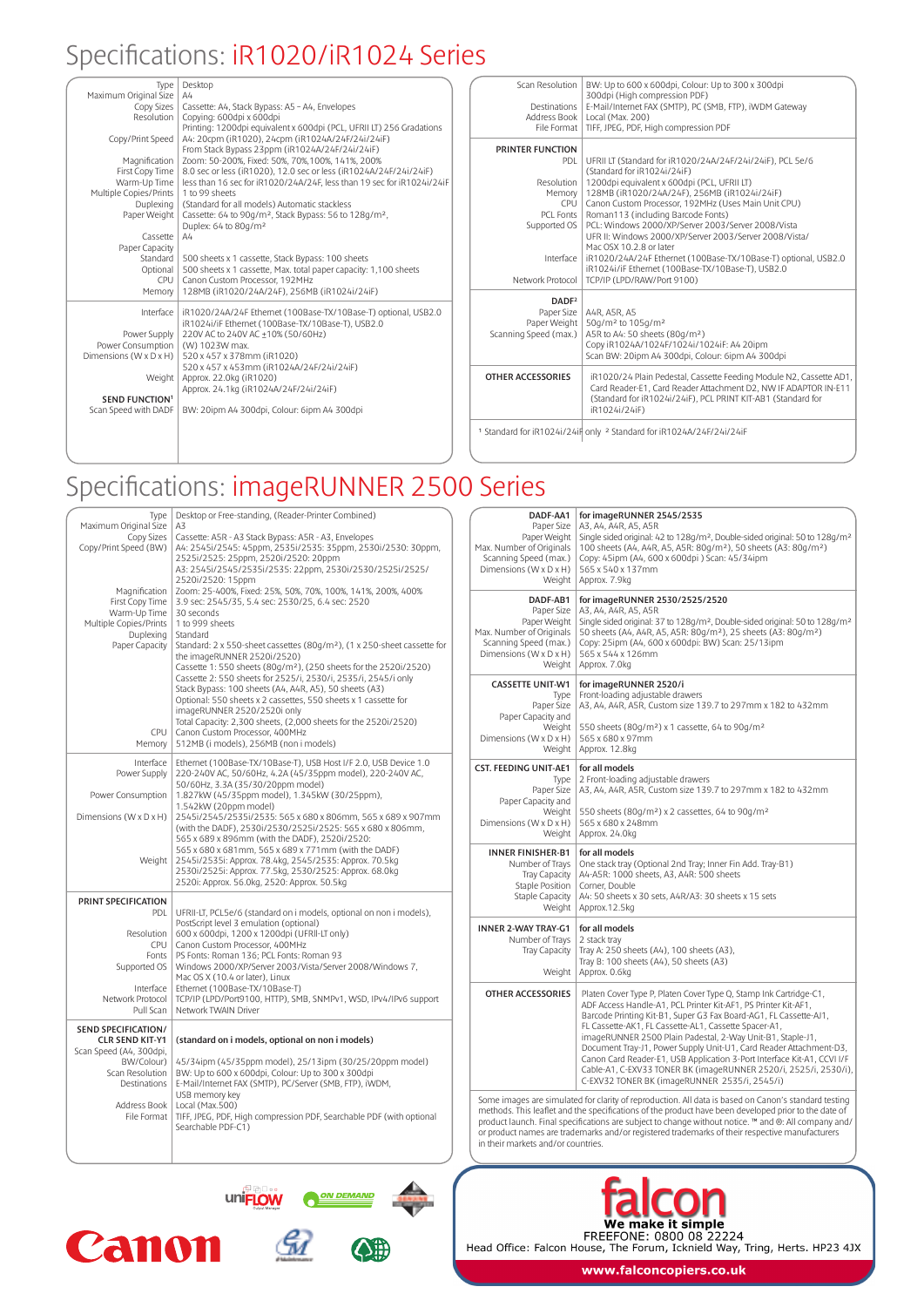# Specifications: iR1020/iR1024 Series

| | |
|---|---|
| Type | Desktop |
| Maximum Original Size | A4 |
| Copy Sizes | Cassette: A4, Stack Bypass: A5 - A4, Envelopes |
| Resolution | Copying: 600dpi x 600dpi |
| | Printing: 1200dpi equivalent x 600dpi (PCL, UFRII LT) 256 Gradations |
| Copy/Print Speed | A4: 20cpm (iR1020), 24cpm (iR1024A/24F/24i/24iF) |
| | From Stack Bypass 23ppm (iR1024A/24F/24i/24iF) |
| Magnification | Zoom: 50-200%, Fixed: 50%, 70%,100%, 141%, 200% |
| First Copy Time | 8.0 sec or less (iR1020), 12.0 sec or less (iR1024A/24F/24i/24iF) |
| Warm-Up Time | less than 16 sec for iR1020/24A/24F, less than 19 sec for iR1024i/24iF |
| Multiple Copies/Prints | 1 to 99 sheets |
| Duplexing | (Standard for all models) Automatic stackless |
| Paper Weight | Cassette: 64 to 90g/m², Stack Bypass: 56 to 128g/m², |
| | Duplex: 64 to 80g/m² |
| Cassette | A4 |
| Paper Capacity | |
| Standard | 500 sheets x 1 cassette, Stack Bypass: 100 sheets |
| Optional | 500 sheets x 1 cassette, Max. total paper capacity: 1,100 sheets |
| CPU | Canon Custom Processor, 192MHz |
| Memory | 128MB (iR1020/24A/24F), 256MB (iR1024i/24iF) |
| Interface | iR1020/24A/24F Ethernet (100Base-TX/10Base-T) optional, USB2.0 |
| | iR1024i/iF Ethernet (100Base-TX/10Base-T), USB2.0 |
| Power Supply | 220V AC to 240V AC ±10% (50/60Hz) |
| Power Consumption | (W) 1023W max. |
| Dimensions (W x D x H) | 520 x 457 x 378mm (iR1020) |
| | 520 x 457 x 453mm (iR1024A/24F/24i/24iF) |
| Weight | Approx. 22.0kg (iR1020) |
| | Approx. 24.1kg (iR1024A/24F/24i/24iF) |
| **SEND FUNCTION[1]** | |
| Scan Speed with DADF | BW: 20ipm A4 300dpi, Colour: 6ipm A4 300dpi |
| Scan Resolution | BW: Up to 600 x 600dpi, Colour: Up to 300 x 300dpi |
| | 300dpi (High compression PDF) |
| Destinations | E-Mail/Internet FAX (SMTP), PC (SMB, FTP), iWDM Gateway |
| Address Book | Local (Max. 200) |
| File Format | TIFF, JPEG, PDF, High compression PDF |
| **PRINTER FUNCTION** | |
| PDL | UFRII LT (Standard for iR1020/24A/24F/24i/24iF), PCL 5e/6 |
| | (Standard for iR1024i/24iF) |
| Resolution | 1200dpi equivalent x 600dpi (PCL, UFRII LT) |
| Memory | 128MB (iR1020/24A/24F), 256MB (iR1024i/24iF) |
| CPU | Canon Custom Processor, 192MHz (Uses Main Unit CPU) |
| PCL Fonts | Roman113 (including Barcode Fonts) |
| Supported OS | PCL: Windows 2000/XP/Server 2003/Server 2008/Vista |
| | UFR II: Windows 2000/XP/Server 2003/Server 2008/Vista/ |
| | Mac OSX 10.2.8 or later |
| Interface | iR1020/24A/24F Ethernet (100Base-TX/10Base-T) optional, USB2.0 |
| | iR1024i/iF Ethernet (100Base-TX/10Base-T), USB2.0 |
| Network Protocol | TCP/IP (LPD/RAW/Port 9100) |
| **DADF[2]** | |
| Paper Size | A4R, A5R, A5 |
| Paper Weight | 50g/m² to 105g/m² |
| Scanning Speed (max.) | A5R to A4: 50 sheets (80g/m²) |
| | Copy iR1024A/1024F/1024i/1024iF: A4 20ipm |
| | Scan BW: 20ipm A4 300dpi, Colour: 6ipm A4 300dpi |
| **OTHER ACCESSORIES** | iR1020/24 Plain Pedestal, Cassette Feeding Module N2, Cassette AD1, Card Reader-E1, Card Reader Attachment D2, NW IF ADAPTOR IN-E11 (Standard for iR1024i/24iF), PCL PRINT KIT-AB1 (Standard for iR1024i/24iF) |

[1] Standard for iR1024i/24iF only [2] Standard for iR1024A/24F/24i/24iF

# Specifications: imageRUNNER 2500 Series

| | |
|---|---|
| Type | Desktop or Free-standing, (Reader-Printer Combined) |
| Maximum Original Size | A3 |
| Copy Sizes | Cassette: A5R - A3 Stack Bypass: A5R - A3, Envelopes |
| Copy/Print Speed (BW) | A4: 2545i/2545: 45ppm, 2535i/2535: 35ppm, 2530i/2530: 30ppm, 2525i/2525: 25ppm, 2520i/2520: 20ppm |
| | A3: 2545i/2545/2535i/2535: 22ppm, 2530i/2530/2525i/2525/2520i/2520: 15ppm |
| Magnification | Zoom: 25-400%, Fixed: 25%, 50%, 70%, 100%, 141%, 200%, 400% |
| First Copy Time | 3.9 sec: 2545/35, 5.4 sec: 2530/25, 6.4 sec: 2520 |
| Warm-Up Time | 30 seconds |
| Multiple Copies/Prints | 1 to 999 sheets |
| Duplexing | Standard |
| Paper Capacity | Standard: 2 x 550-sheet cassettes (80g/m²), (1 x 250-sheet cassette for the imageRUNNER 2520i/2520) |
| | Cassette 1: 550 sheets (80g/m²), (250 sheets for the 2520i/2520) |
| | Cassette 2: 550 sheets for 2525/i, 2530/i, 2535/i, 2545/i only |
| | Stack Bypass: 100 sheets (A4, A4R, A5), 50 sheets (A3) |
| | Optional: 550 sheets x 2 cassettes, 550 sheets x 1 cassette for imageRUNNER 2520/2520i only |
| | Total Capacity: 2,300 sheets, (2,000 sheets for the 2520i/2520) |
| CPU | Canon Custom Processor, 400MHz |
| Memory | 512MB (i models), 256MB (non i models) |
| Interface | Ethernet (100Base-TX/10Base-T), USB Host I/F 2.0, USB Device 1.0 |
| Power Supply | 220-240V AC, 50/60Hz, 4.2A (45/35ppm model), 220-240V AC, 50/60Hz, 3.3A (35/30/20ppm model) |
| Power Consumption | 1.827kW (45/35ppm model), 1.345kW (30/25ppm), 1.542kW (20ppm model) |
| Dimensions (W x D x H) | 2545i/2545/2535i/2535: 565 x 680 x 806mm, 565 x 689 x 907mm (with the DADF), 2530i/2530/2525i/2525: 565 x 680 x 806mm, 565 x 689 x 896mm (with the DADF), 2520i/2520: 565 x 680 x 681mm, 565 x 689 x 771mm (with the DADF) |
| Weight | 2545i/2535i: Approx. 78.4kg, 2545/2535: Approx. 70.5kg |
| | 2530i/2525i: Approx. 77.5kg, 2530/2525: Approx. 68.0kg |
| | 2520i: Approx. 56.0kg, 2520: Approx. 50.5kg |
| **PRINT SPECIFICATION** | |
| PDL | UFRII-LT, PCL5e/6 (standard on i models, optional on non i models), PostScript level 3 emulation (optional) |
| Resolution | 600 x 600dpi, 1200 x 1200dpi (UFRII-LT only) |
| CPU | Canon Custom Processor, 400MHz |
| Fonts | PS Fonts: Roman 136; PCL Fonts: Roman 93 |
| Supported OS | Windows 2000/XP/Server 2003/Vista/Server 2008/Windows 7, Mac OS X (10.4 or later), Linux |
| Interface | Ethernet (100Base-TX/10Base-T) |
| Network Protocol | TCP/IP (LPD/Port9100, HTTP), SMB, SNMPv1, WSD, IPv4/IPv6 support |
| Pull Scan | Network TWAIN Driver |
| **SEND SPECIFICATION/ CLR SEND KIT-Y1** | **(standard on i models, optional on non i models)** |
| Scan Speed (A4, 300dpi, BW/Colour) | 45/34ipm (45/35ppm model), 25/13ipm (30/25/20ppm model) |
| Scan Resolution | BW: Up to 600 x 600dpi, Colour: Up to 300 x 300dpi |
| Destinations | E-Mail/Internet FAX (SMTP), PC/Server (SMB, FTP), iWDM, USB memory key |
| Address Book | Local (Max.500) |
| File Format | TIFF, JPEG, PDF, High compression PDF, Searchable PDF (with optional Searchable PDF-C1) |
| **DADF-AA1** | **for imageRUNNER 2545/2535** |
| Paper Size | A3, A4, A4R, A5, A5R |
| Paper Weight | Single sided original: 42 to 128g/m², Double-sided original: 50 to 128g/m² |
| Max. Number of Originals | 100 sheets (A4, A4R, A5, A5R: 80g/m²), 50 sheets (A3: 80g/m²) |
| Scanning Speed (max.) | Copy: 45ipm (A4, 600 x 600dpi ) Scan: 45/34ipm |
| Dimensions (W x D x H) | 565 x 540 x 137mm |
| Weight | Approx. 7.9kg |
| **DADF-AB1** | **for imageRUNNER 2530/2525/2520** |
| Paper Size | A3, A4, A4R, A5, A5R |
| Paper Weight | Single sided original: 37 to 128g/m², Double-sided original: 50 to 128g/m² |
| Max. Number of Originals | 50 sheets (A4, A4R, A5, A5R: 80g/m²), 25 sheets (A3: 80g/m²) |
| Scanning Speed (max.) | Copy: 25ipm (A4, 600 x 600dpi: BW) Scan: 25/13ipm |
| Dimensions (W x D x H) | 565 x 544 x 126mm |
| Weight | Approx. 7.0kg |
| **CASSETTE UNIT-W1** | **for imageRUNNER 2520/i** |
| Type | Front-loading adjustable drawers |
| Paper Size | A3, A4, A4R, A5R, Custom size 139.7 to 297mm x 182 to 432mm |
| Paper Capacity and Weight | 550 sheets (80g/m²) x 1 cassette, 64 to 90g/m² |
| Dimensions (W x D x H) | 565 x 680 x 97mm |
| Weight | Approx. 12.8kg |
| **CST. FEEDING UNIT-AE1** | **for all models** |
| Type | 2 Front-loading adjustable drawers |
| Paper Size | A3, A4, A4R, A5R, Custom size 139.7 to 297mm x 182 to 432mm |
| Paper Capacity and Weight | 550 sheets (80g/m²) x 2 cassettes, 64 to 90g/m² |
| Dimensions (W x D x H) | 565 x 680 x 248mm |
| Weight | Approx. 24.0kg |
| **INNER FINISHER-B1** | **for all models** |
| Number of Trays | One stack tray (Optional 2nd Tray; Inner Fin Add. Tray-B1) |
| Tray Capacity | A4-A5R: 1000 sheets, A3, A4R: 500 sheets |
| Staple Position | Corner, Double |
| Staple Capacity | A4: 50 sheets x 30 sets, A4R/A3: 30 sheets x 15 sets |
| Weight | Approx.12.5kg |
| **INNER 2-WAY TRAY-G1** | **for all models** |
| Number of Trays | 2 stack tray |
| Tray Capacity | Tray A: 250 sheets (A4), 100 sheets (A3), |
| | Tray B: 100 sheets (A4), 50 sheets (A3) |
| Weight | Approx. 0.6kg |
| **OTHER ACCESSORIES** | Platen Cover Type P, Platen Cover Type Q, Stamp Ink Cartridge-C1, ADF Access Handle-A1, PCL Printer Kit-AF1, PS Printer Kit-AF1, Barcode Printing Kit-B1, Super G3 Fax Board-AG1, FL Cassette-AJ1, FL Cassette-AK1, FL Cassette-AL1, Cassette Spacer-A1, imageRUNNER 2500 Plain Padestal, 2-Way Unit-B1, Staple-J1, Document Tray-J1, Power Supply Unit-U1, Card Reader Attachment-D3, Canon Card Reader-E1, USB Application 3-Port Interface Kit-A1, CCVI I/F Cable-A1, C-EXV33 TONER BK (imageRUNNER 2520/i, 2525/i, 2530/i), C-EXV32 TONER BK (imageRUNNER 2535/i, 2545/i) |

Some images are simulated for clarity of reproduction. All data is based on Canon's standard testing methods. This leaflet and the specifications of the product have been developed prior to the date of product launch. Final specifications are subject to change without notice. ™ and ®: All company and/or product names are trademarks and/or registered trademarks of their respective manufacturers in their markets and/or countries.

Canon

uniFLOW ON DEMAND

falcon
We make it simple
FREEFONE: 0800 08 22224
Head Office: Falcon House, The Forum, Icknield Way, Tring, Herts. HP23 4JX
www.falconcopiers.co.uk